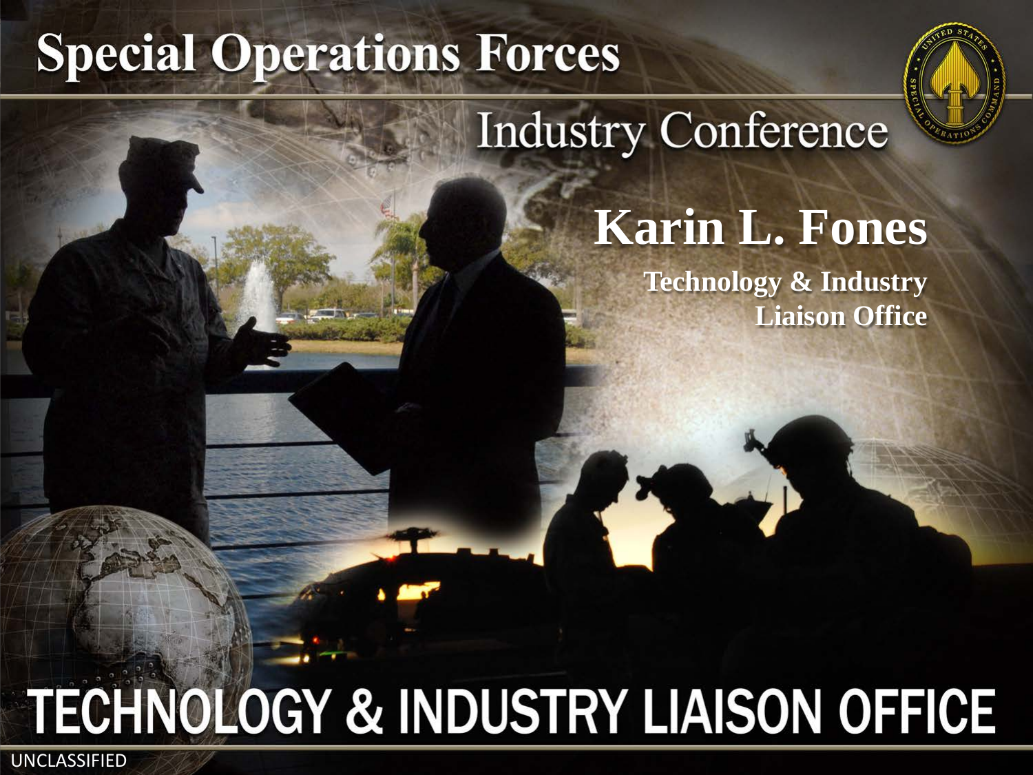# Special Operations Forces

## Industry Conference

## Karin L. Fones

**Technology & Industry Liaison Office**

# TECHNOLOGY & INDUSTRY LIAISON OFFICE

UNCLASSIFIED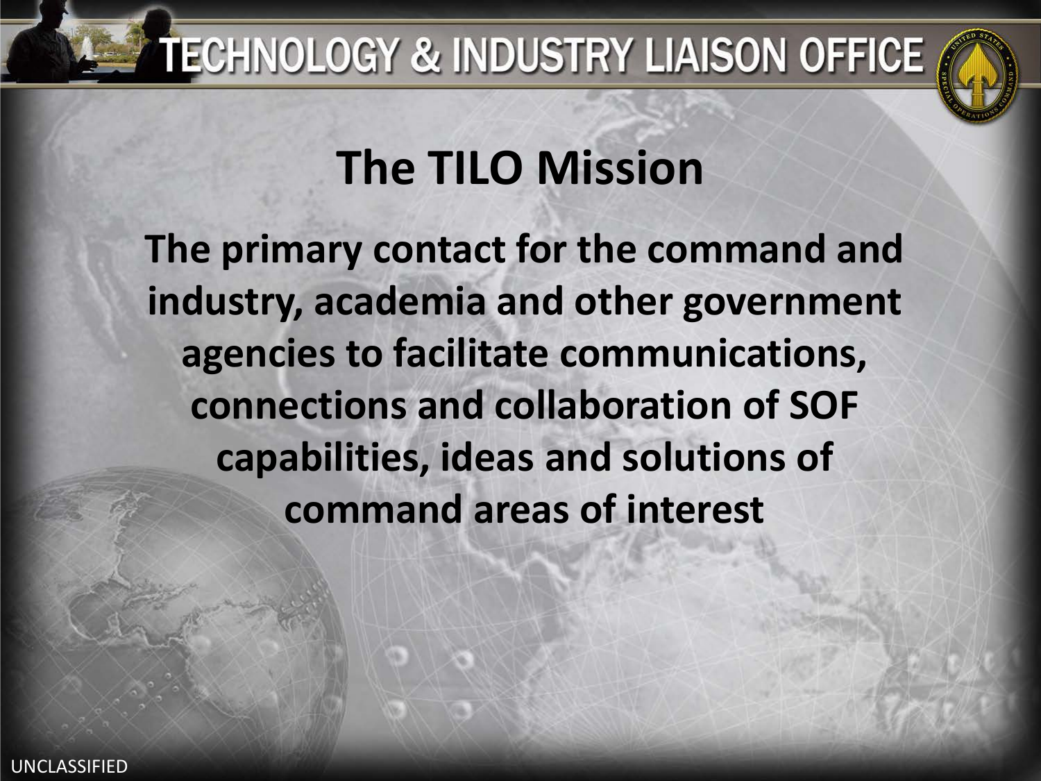# The TILO Mission

**The primary contact for the command and industry, academia and other government agencies to facilitate communications, connections and collaboration of SOF capabilities, ideas and solutions of command areas of interest**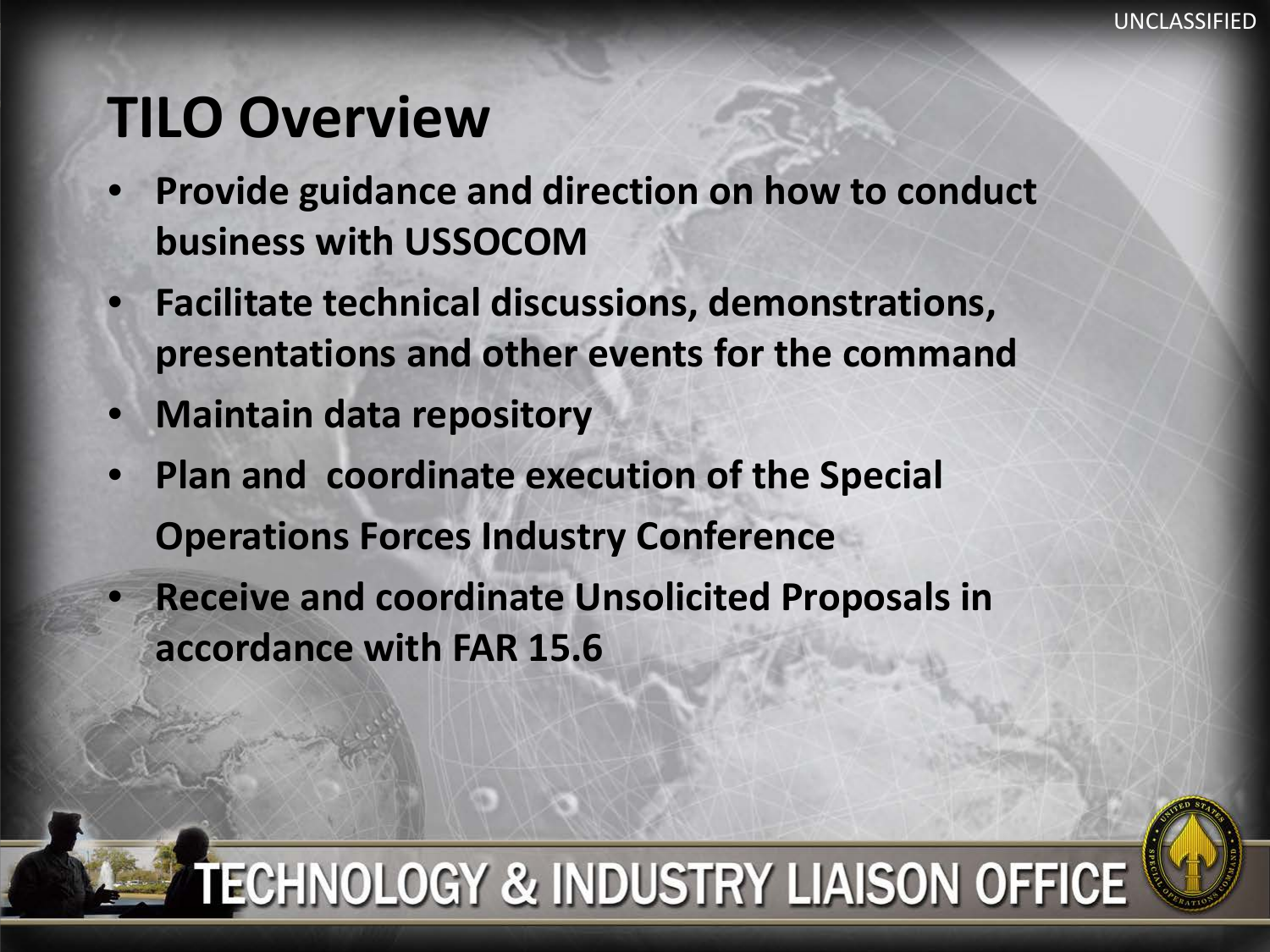# TILO Overview

- **Provide guidance and direction on how to conduct business with USSOCOM**
- **Facilitate technical discussions, demonstrations, presentations and other events for the command**
- **Maintain data repository**
- **Plan and coordinate execution of the Special Operations Forces Industry Conference**
- **Receive and coordinate Unsolicited Proposals in accordance with FAR 15.6**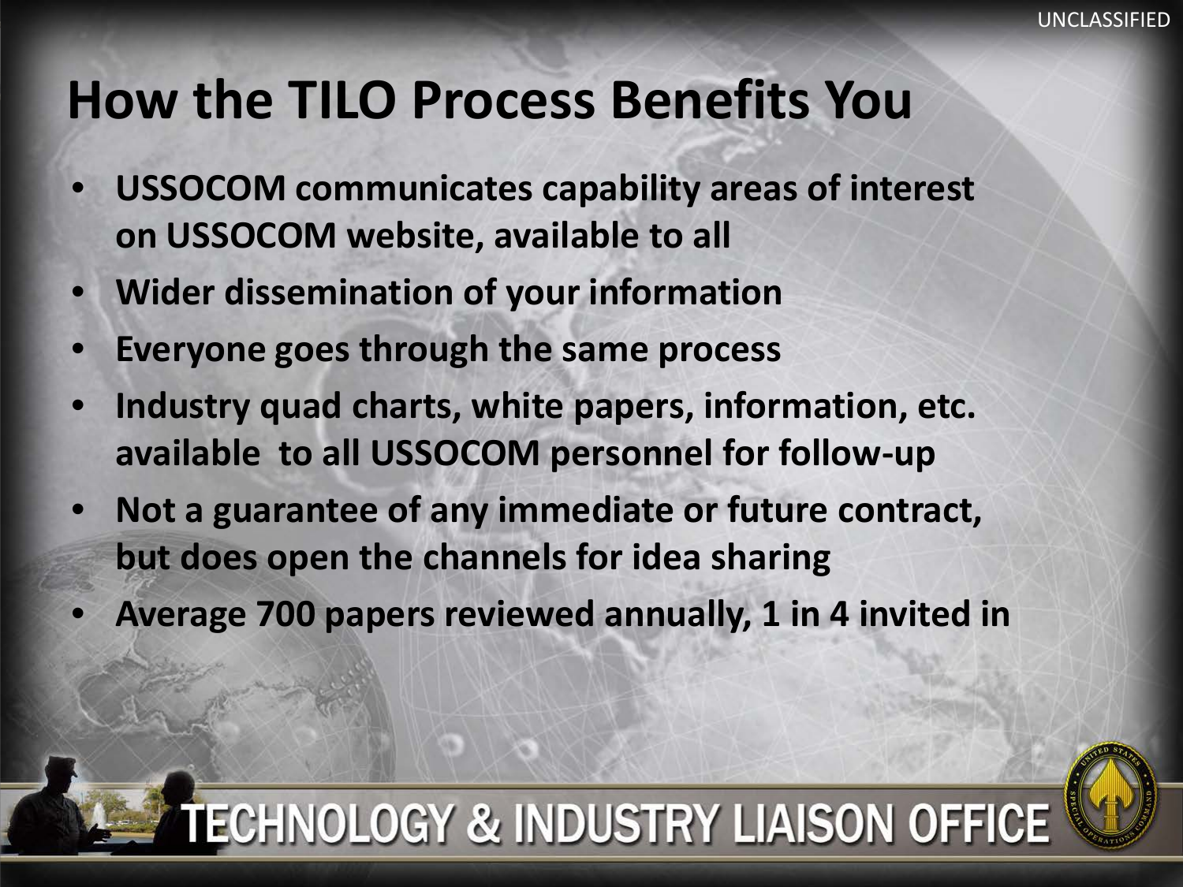# How the TILO Process Benefits You

- **USSOCOM communicates capability areas of interest on USSOCOM website, available to all**
- **Wider dissemination of your information**
- **Everyone goes through the same process**
- **Industry quad charts, white papers, information, etc. available to all USSOCOM personnel for follow-up**
- **Not a guarantee of any immediate or future contract, but does open the channels for idea sharing**
- **Average 700 papers reviewed annually, 1 in 4 invited in**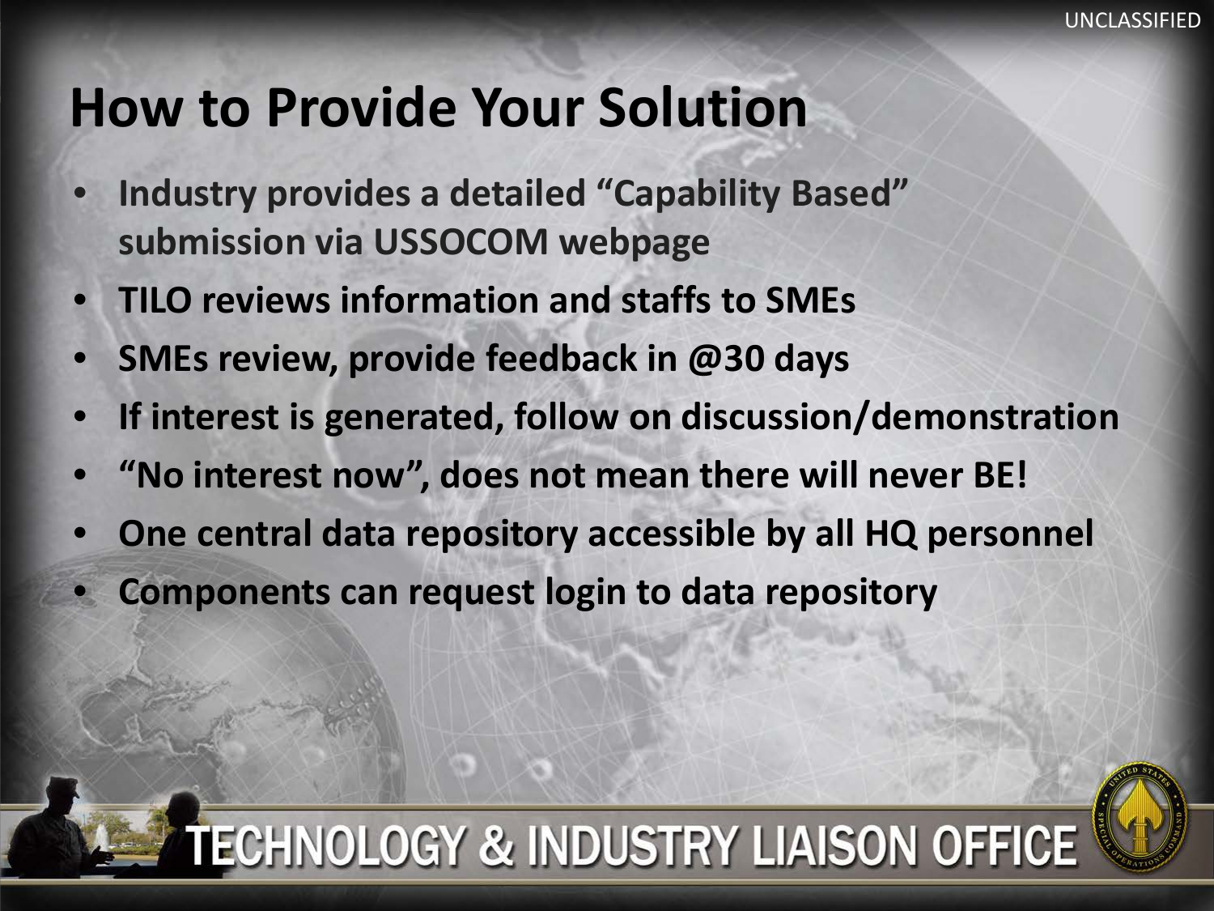# How to Provide Your Solution

- Industry provides a detailed "Capability Based" submission via USSOCOM webpage
- TILO reviews information and staffs to SMEs
- SMEs review, provide feedback in @30 days
- If interest is generated, follow on discussion/demonstration
- "No interest now", does not mean there will never BE!
- One central data repository accessible by all HQ personnel
- Components can request login to data repository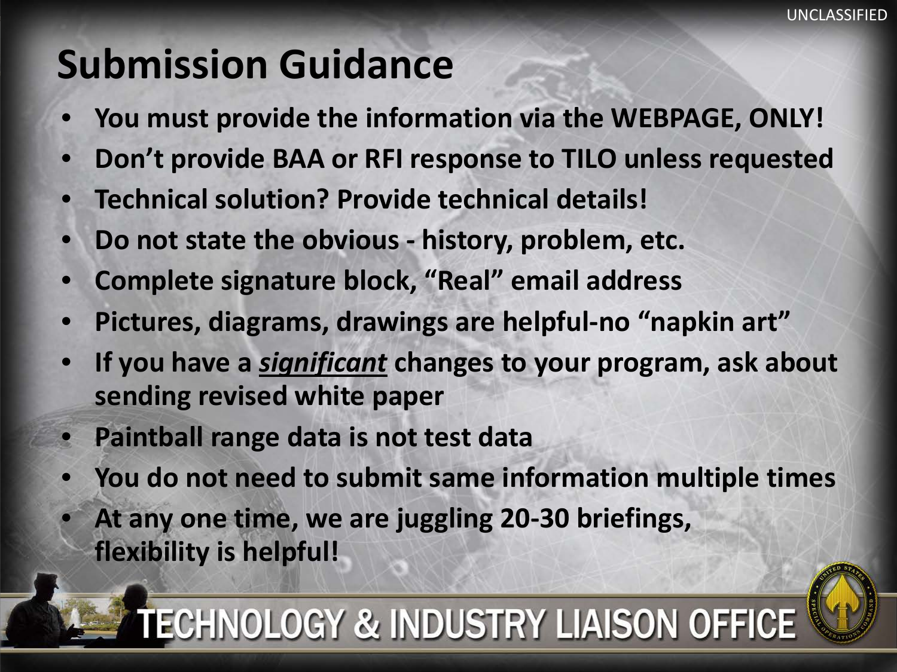# Submission Guidance

- **You must provide the information via the WEBPAGE, ONLY!**
- **Don't provide BAA or RFI response to TILO unless requested**
- **Technical solution? Provide technical details!**
- **Do not state the obvious - history, problem, etc.**
- **Complete signature block, "Real" email address**
- **Pictures, diagrams, drawings are helpful-no "napkin art"**
- **If you have a *significant* changes to your program, ask about sending revised white paper**
- **Paintball range data is not test data**
- **You do not need to submit same information multiple times**
- **At any one time, we are juggling 20-30 briefings, flexibility is helpful!**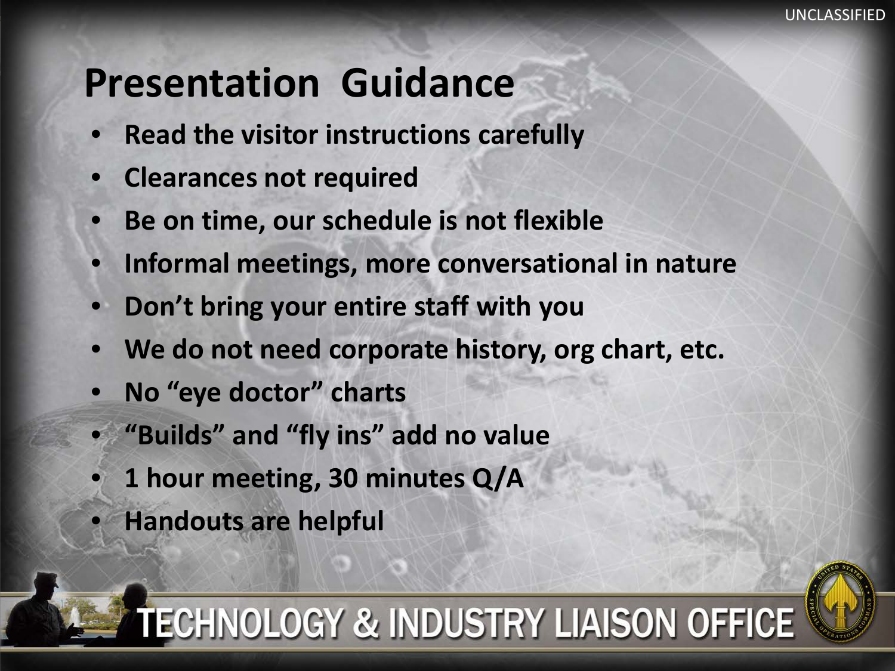# Presentation Guidance

- **Read the visitor instructions carefully**
- **Clearances not required**
- **Be on time, our schedule is not flexible**
- **Informal meetings, more conversational in nature**
- **Don’t bring your entire staff with you**
- **We do not need corporate history, org chart, etc.**
- **No “eye doctor” charts**
- **“Builds” and “fly ins” add no value**
- **1 hour meeting, 30 minutes Q/A**
- **Handouts are helpful**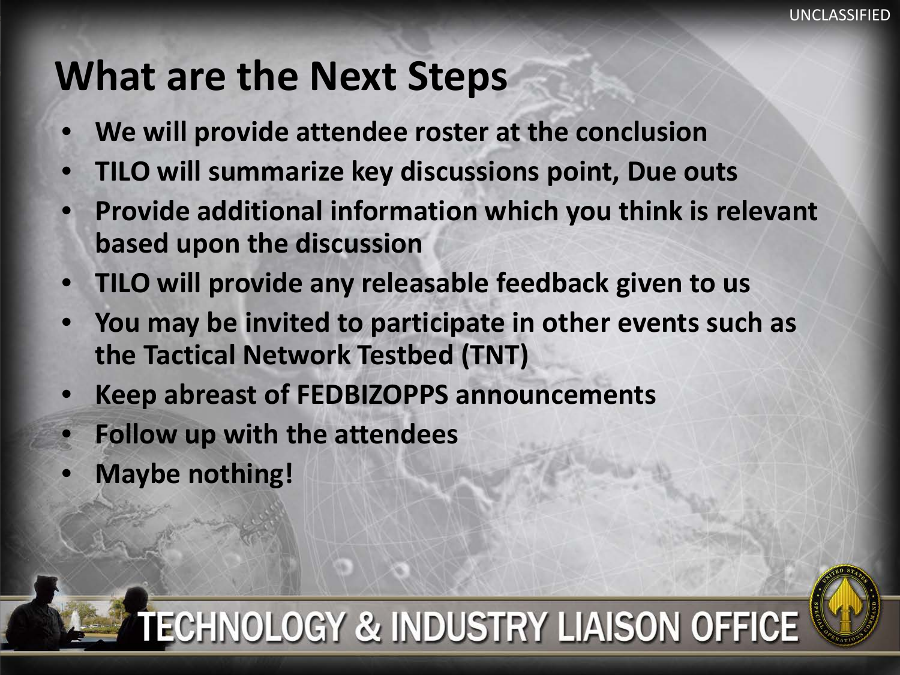# What are the Next Steps

- We will provide attendee roster at the conclusion
- TILO will summarize key discussions point, Due outs
- Provide additional information which you think is relevant based upon the discussion
- TILO will provide any releasable feedback given to us
- You may be invited to participate in other events such as the Tactical Network Testbed (TNT)
- Keep abreast of FEDBIZOPPS announcements
- Follow up with the attendees
- Maybe nothing!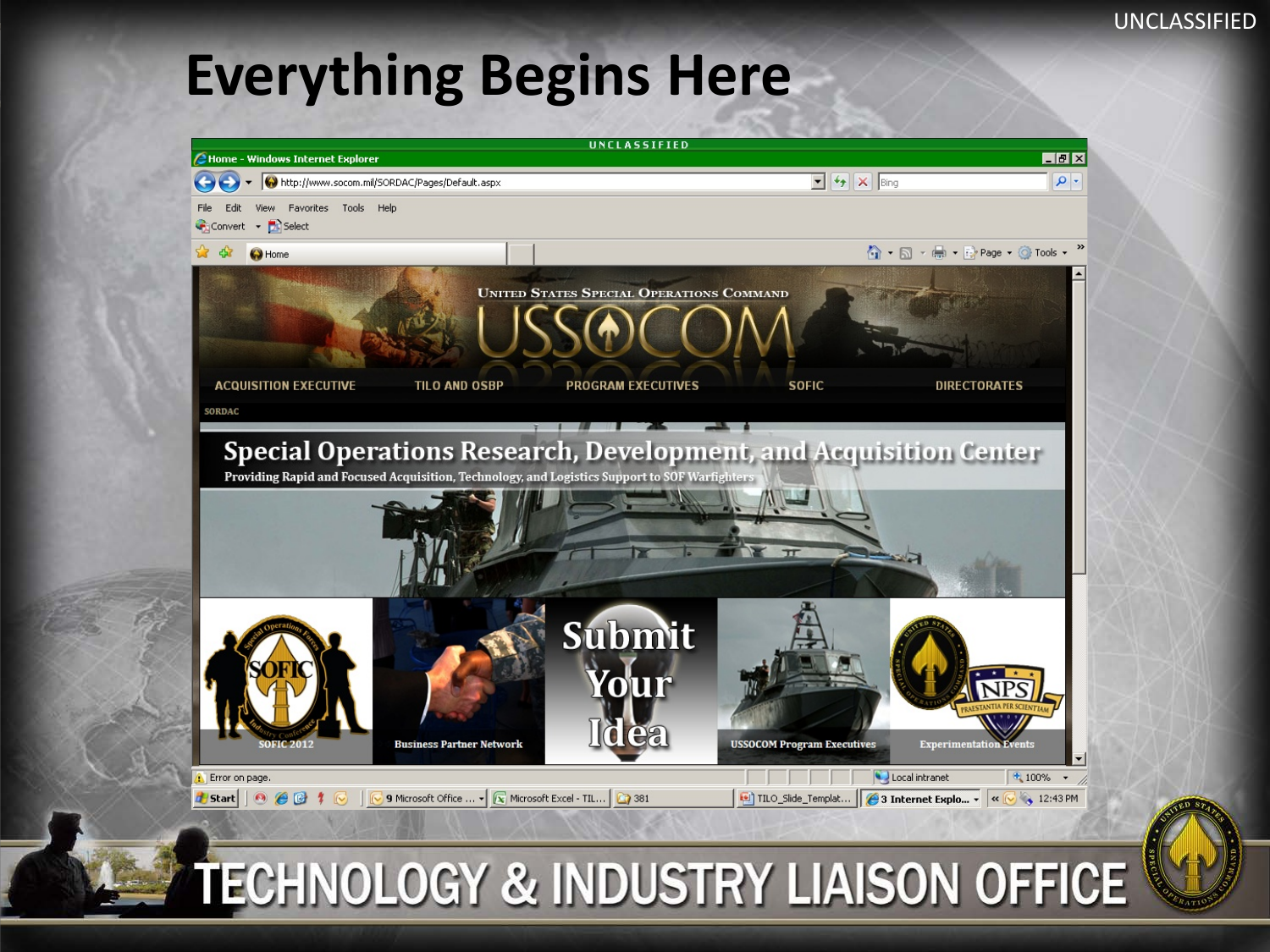UNCLASSIFIED

# Everything Begins Here

UNCLASSIFIED

Home - Windows Internet Explorer

http://www.socom.mil/SORDAC/Pages/Default.aspx

File Edit View Favorites Tools Help

Convert Select

Home

UNITED STATES SPECIAL OPERATIONS COMMAND

USSOCOM

ACQUISITION EXECUTIVE | TILO AND OSBP | PROGRAM EXECUTIVES | SOFIC | DIRECTORATES

SORDAC

## Special Operations Research, Development, and Acquisition Center

Providing Rapid and Focused Acquisition, Technology, and Logistics Support to SOF Warfighters

SOFIC 2012 | Business Partner Network | Submit Your Idea | USSOCOM Program Executives | Experimentation Events

Error on page. Local intranet 100%

12:43 PM

# TECHNOLOGY & INDUSTRY LIAISON OFFICE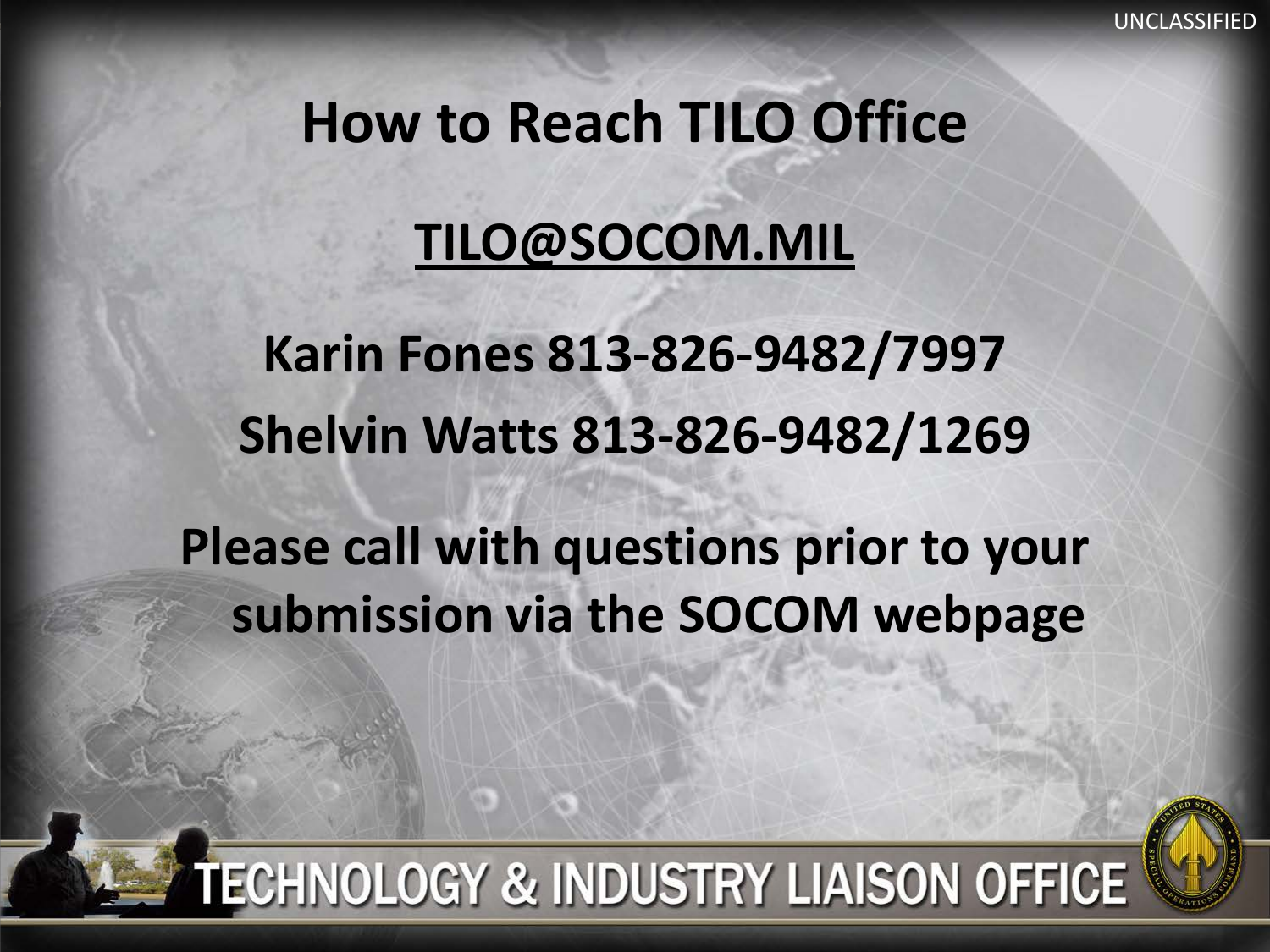# How to Reach TILO Office

**TILO@SOCOM.MIL**

**Karin Fones 813-826-9482/7997**

**Shelvin Watts 813-826-9482/1269**

**Please call with questions prior to your submission via the SOCOM webpage**

TECHNOLOGY & INDUSTRY LIAISON OFFICE